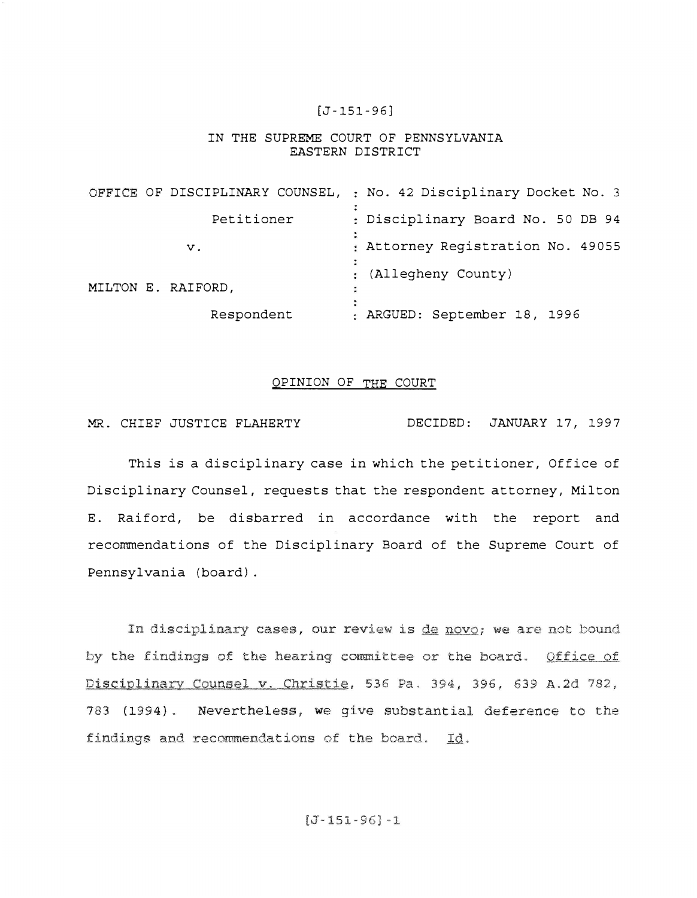[J-151-96]

IN THE SUPREME COURT OF PENNSYLVANIA
EASTERN DISTRICT

| | |
|---|---|
| OFFICE OF DISCIPLINARY COUNSEL, Petitioner | No. 42 Disciplinary Docket No. 3 |
| | Disciplinary Board No. 50 DB 94 |
| v. | Attorney Registration No. 49055 |
| | (Allegheny County) |
| MILTON E. RAIFORD, Respondent | ARGUED: September 18, 1996 |

## OPINION OF THE COURT

MR. CHIEF JUSTICE FLAHERTY DECIDED: JANUARY 17, 1997

This is a disciplinary case in which the petitioner, Office of Disciplinary Counsel, requests that the respondent attorney, Milton E. Raiford, be disbarred in accordance with the report and recommendations of the Disciplinary Board of the Supreme Court of Pennsylvania (board).

In disciplinary cases, our review is _de novo_; we are not bound by the findings of the hearing committee or the board. _Office of Disciplinary Counsel v. Christie_, 536 Pa. 394, 396, 639 A.2d 782, 783 (1994). Nevertheless, we give substantial deference to the findings and recommendations of the board. _Id._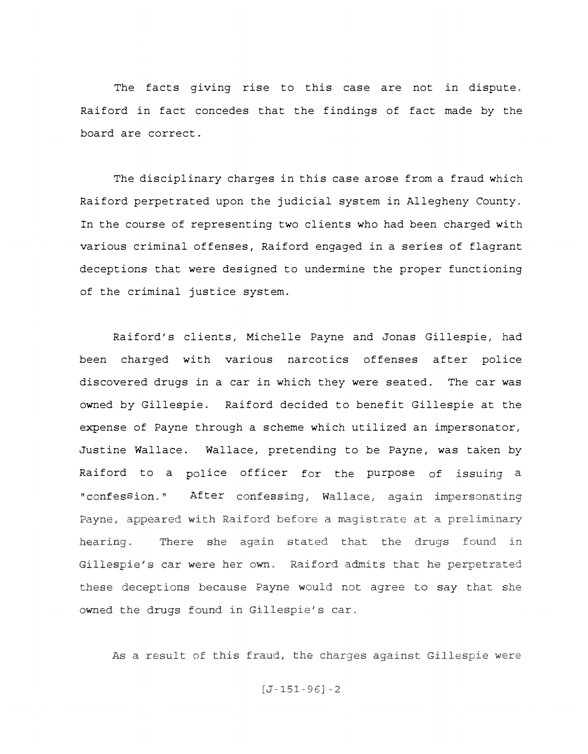The facts giving rise to this case are not in dispute. Raiford in fact concedes that the findings of fact made by the board are correct.

The disciplinary charges in this case arose from a fraud which Raiford perpetrated upon the judicial system in Allegheny County. In the course of representing two clients who had been charged with various criminal offenses, Raiford engaged in a series of flagrant deceptions that were designed to undermine the proper functioning of the criminal justice system.

Raiford's clients, Michelle Payne and Jonas Gillespie, had been charged with various narcotics offenses after police discovered drugs in a car in which they were seated. The car was owned by Gillespie. Raiford decided to benefit Gillespie at the expense of Payne through a scheme which utilized an impersonator, Justine Wallace. Wallace, pretending to be Payne, was taken by Raiford to a police officer for the purpose of issuing a "confession." After confessing, Wallace, again impersonating Payne, appeared with Raiford before a magistrate at a preliminary hearing. There she again stated that the drugs found in Gillespie's car were her own. Raiford admits that he perpetrated these deceptions because Payne would not agree to say that she owned the drugs found in Gillespie's car.

As a result of this fraud, the charges against Gillespie were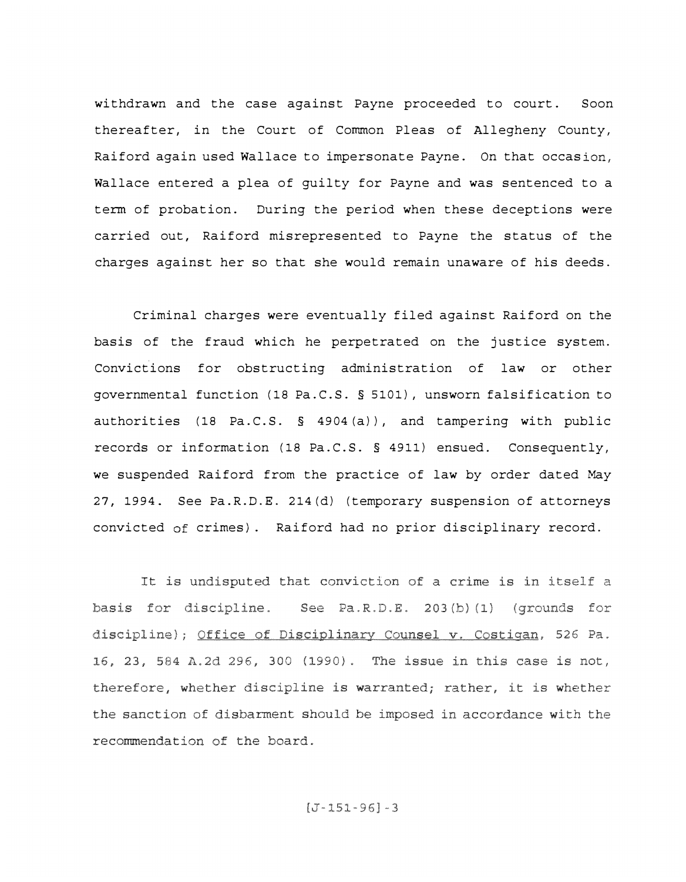withdrawn and the case against Payne proceeded to court. Soon thereafter, in the Court of Common Pleas of Allegheny County, Raiford again used Wallace to impersonate Payne. On that occasion, Wallace entered a plea of guilty for Payne and was sentenced to a term of probation. During the period when these deceptions were carried out, Raiford misrepresented to Payne the status of the charges against her so that she would remain unaware of his deeds.

Criminal charges were eventually filed against Raiford on the basis of the fraud which he perpetrated on the justice system. Convictions for obstructing administration of law or other governmental function (18 Pa.C.S. § 5101), unsworn falsification to authorities (18 Pa.C.S. § 4904(a)), and tampering with public records or information (18 Pa.C.S. § 4911) ensued. Consequently, we suspended Raiford from the practice of law by order dated May 27, 1994. See Pa.R.D.E. 214(d) (temporary suspension of attorneys convicted of crimes). Raiford had no prior disciplinary record.

It is undisputed that conviction of a crime is in itself a basis for discipline. See Pa.R.D.E. 203(b)(1) (grounds for discipline); Office of Disciplinary Counsel v. Costigan, 526 Pa. 16, 23, 584 A.2d 296, 300 (1990). The issue in this case is not, therefore, whether discipline is warranted; rather, it is whether the sanction of disbarment should be imposed in accordance with the recommendation of the board.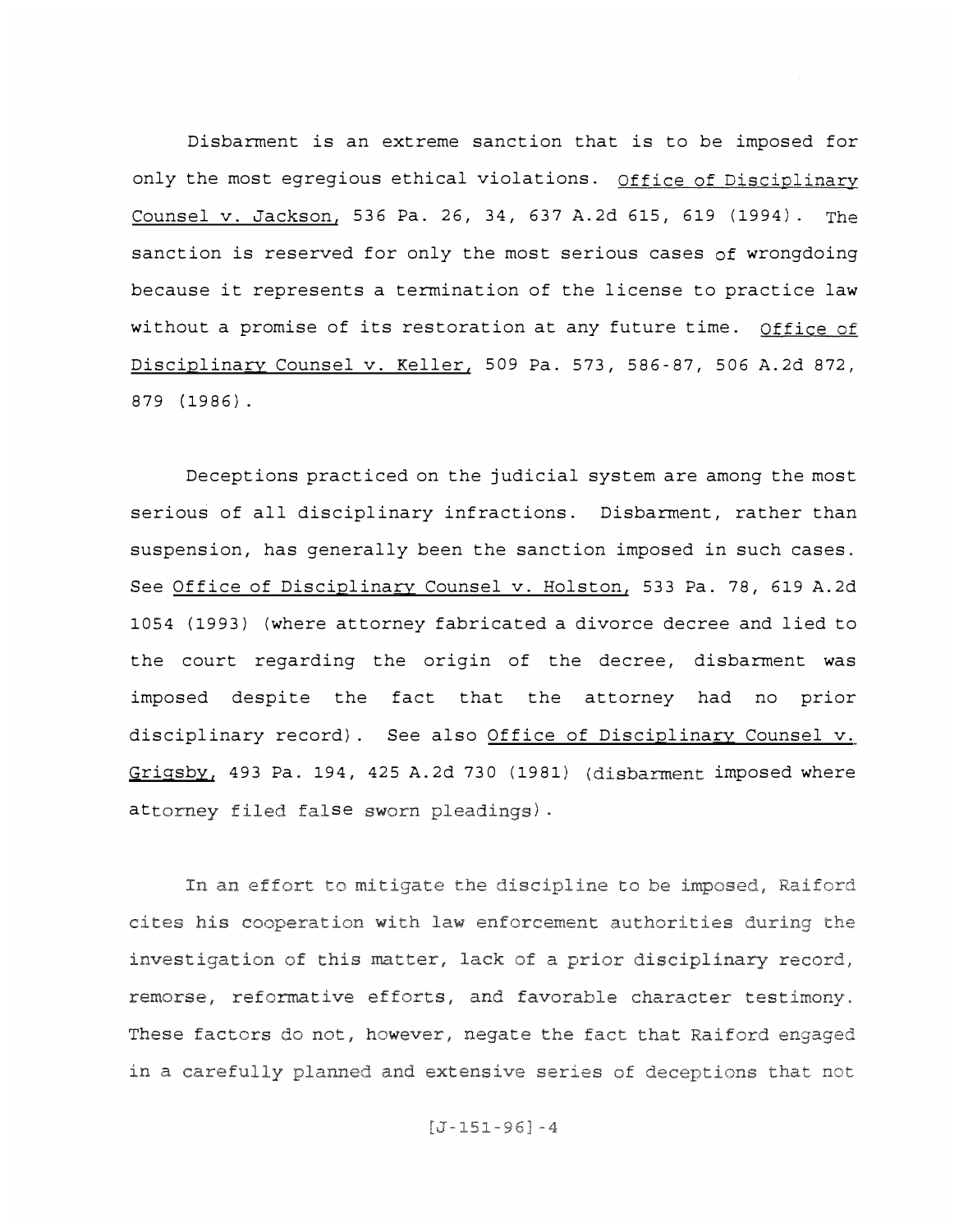Disbarment is an extreme sanction that is to be imposed for only the most egregious ethical violations. Office of Disciplinary Counsel v. Jackson, 536 Pa. 26, 34, 637 A.2d 615, 619 (1994). The sanction is reserved for only the most serious cases of wrongdoing because it represents a termination of the license to practice law without a promise of its restoration at any future time. Office of Disciplinary Counsel v. Keller, 509 Pa. 573, 586-87, 506 A.2d 872, 879 (1986).

Deceptions practiced on the judicial system are among the most serious of all disciplinary infractions. Disbarment, rather than suspension, has generally been the sanction imposed in such cases. See Office of Disciplinary Counsel v. Holston, 533 Pa. 78, 619 A.2d 1054 (1993) (where attorney fabricated a divorce decree and lied to the court regarding the origin of the decree, disbarment was imposed despite the fact that the attorney had no prior disciplinary record). See also Office of Disciplinary Counsel v. Grigsby, 493 Pa. 194, 425 A.2d 730 (1981) (disbarment imposed where attorney filed false sworn pleadings).

In an effort to mitigate the discipline to be imposed, Raiford cites his cooperation with law enforcement authorities during the investigation of this matter, lack of a prior disciplinary record, remorse, reformative efforts, and favorable character testimony. These factors do not, however, negate the fact that Raiford engaged in a carefully planned and extensive series of deceptions that not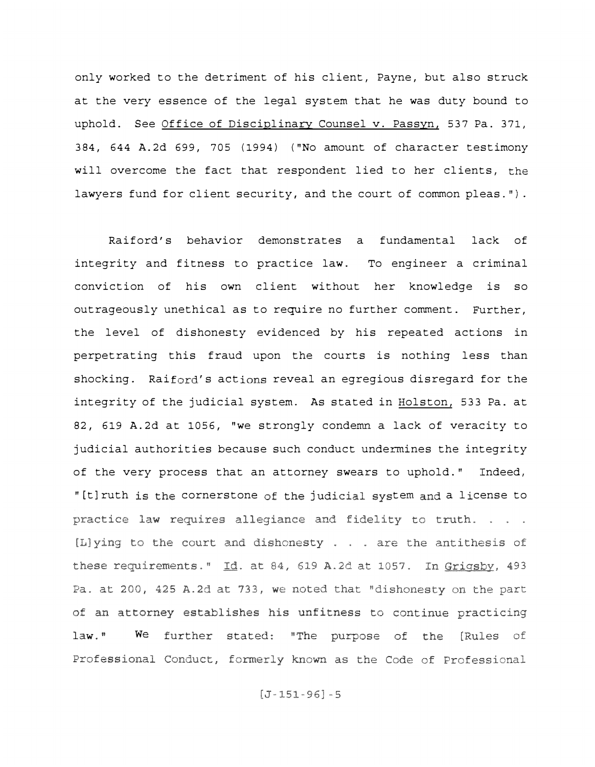only worked to the detriment of his client, Payne, but also struck at the very essence of the legal system that he was duty bound to uphold. See Office of Disciplinary Counsel v. Passyn, 537 Pa. 371, 384, 644 A.2d 699, 705 (1994) ("No amount of character testimony will overcome the fact that respondent lied to her clients, the lawyers fund for client security, and the court of common pleas.").

Raiford's behavior demonstrates a fundamental lack of integrity and fitness to practice law. To engineer a criminal conviction of his own client without her knowledge is so outrageously unethical as to require no further comment. Further, the level of dishonesty evidenced by his repeated actions in perpetrating this fraud upon the courts is nothing less than shocking. Raiford's actions reveal an egregious disregard for the integrity of the judicial system. As stated in Holston, 533 Pa. at 82, 619 A.2d at 1056, "we strongly condemn a lack of veracity to judicial authorities because such conduct undermines the integrity of the very process that an attorney swears to uphold." Indeed, "[t]ruth is the cornerstone of the judicial system and a license to practice law requires allegiance and fidelity to truth. . . . [L]ying to the court and dishonesty . . . are the antithesis of these requirements." Id. at 84, 619 A.2d at 1057. In Grigsby, 493 Pa. at 200, 425 A.2d at 733, we noted that "dishonesty on the part of an attorney establishes his unfitness to continue practicing law." We further stated: "The purpose of the [Rules of Professional Conduct, formerly known as the Code of Professional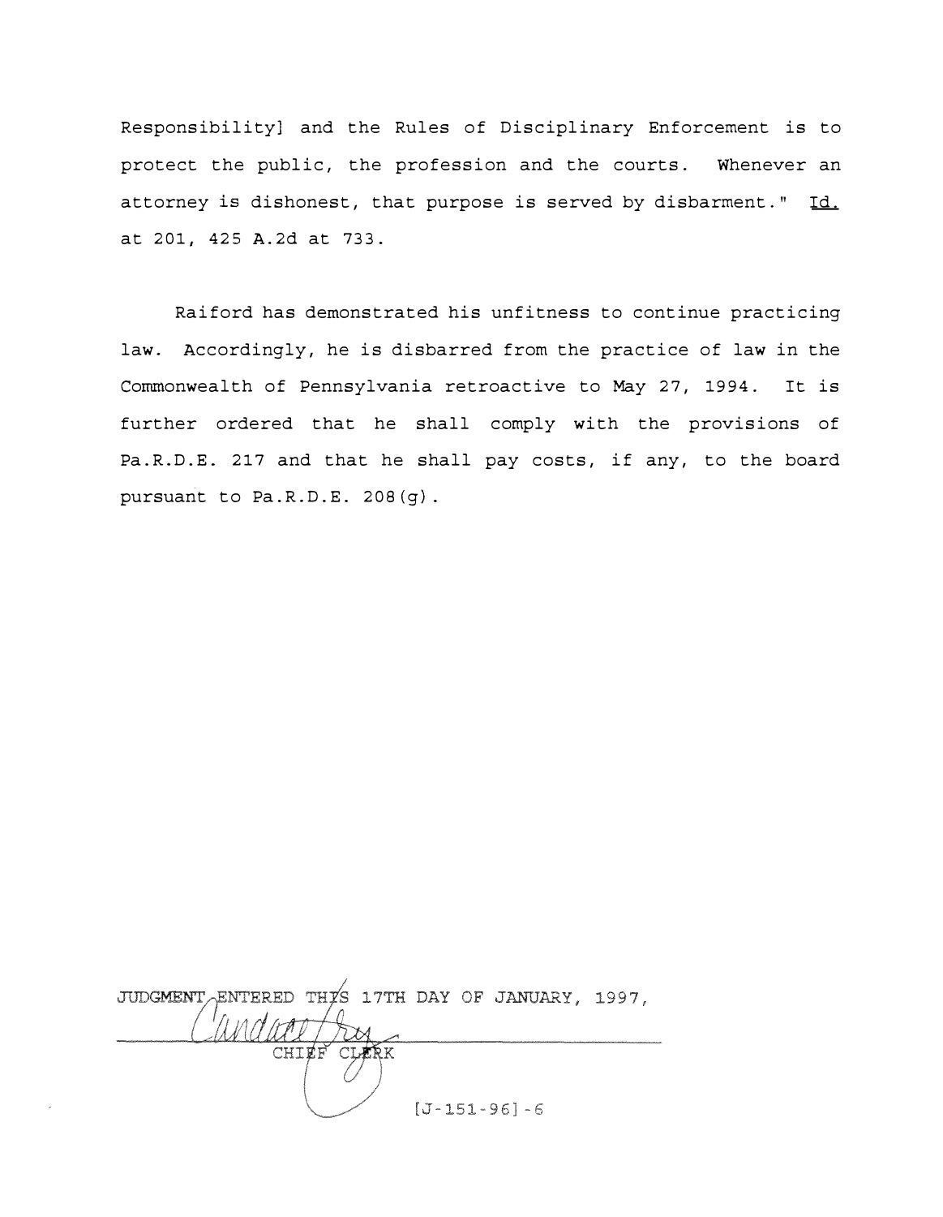Responsibility] and the Rules of Disciplinary Enforcement is to protect the public, the profession and the courts. Whenever an attorney is dishonest, that purpose is served by disbarment." Id. at 201, 425 A.2d at 733.

Raiford has demonstrated his unfitness to continue practicing law. Accordingly, he is disbarred from the practice of law in the Commonwealth of Pennsylvania retroactive to May 27, 1994. It is further ordered that he shall comply with the provisions of Pa.R.D.E. 217 and that he shall pay costs, if any, to the board pursuant to Pa.R.D.E. 208(g).

JUDGMENT ENTERED THIS 17TH DAY OF JANUARY, 1997,

CHIEF CLERK

[J-151-96]-6